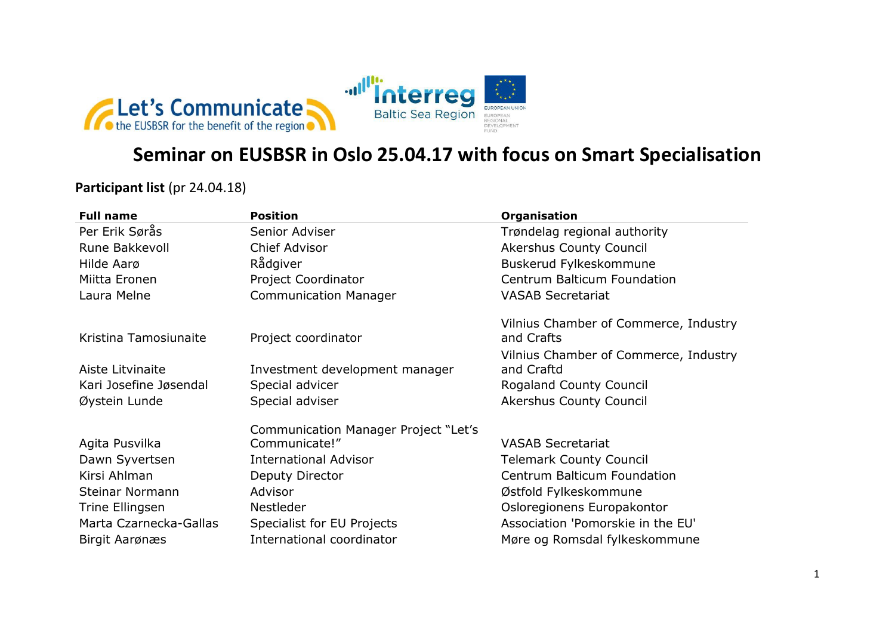# Seminar on EUSBSR in Oslo 25.04.17 with focus on Smart Specialisation

**Participant list** (pr 24.04.18)

| Full name | Position | Organisation |
|---|---|---|
| Per Erik Sørås | Senior Adviser | Trøndelag regional authority |
| Rune Bakkevoll | Chief Advisor | Akershus County Council |
| Hilde Aarø | Rådgiver | Buskerud Fylkeskommune |
| Miitta Eronen | Project Coordinator | Centrum Balticum Foundation |
| Laura Melne | Communication Manager | VASAB Secretariat |
| Kristina Tamosiunaite | Project coordinator | Vilnius Chamber of Commerce, Industry and Crafts |
| Aiste Litvinaite | Investment development manager | Vilnius Chamber of Commerce, Industry and Craftd |
| Kari Josefine Jøsendal | Special advicer | Rogaland County Council |
| Øystein Lunde | Special adviser | Akershus County Council |
| Agita Pusvilka | Communication Manager Project "Let's Communicate!" | VASAB Secretariat |
| Dawn Syvertsen | International Advisor | Telemark County Council |
| Kirsi Ahlman | Deputy Director | Centrum Balticum Foundation |
| Steinar Normann | Advisor | Østfold Fylkeskommune |
| Trine Ellingsen | Nestleder | Osloregionens Europakontor |
| Marta Czarnecka-Gallas | Specialist for EU Projects | Association 'Pomorskie in the EU' |
| Birgit Aarønæs | International coordinator | Møre og Romsdal fylkeskommune |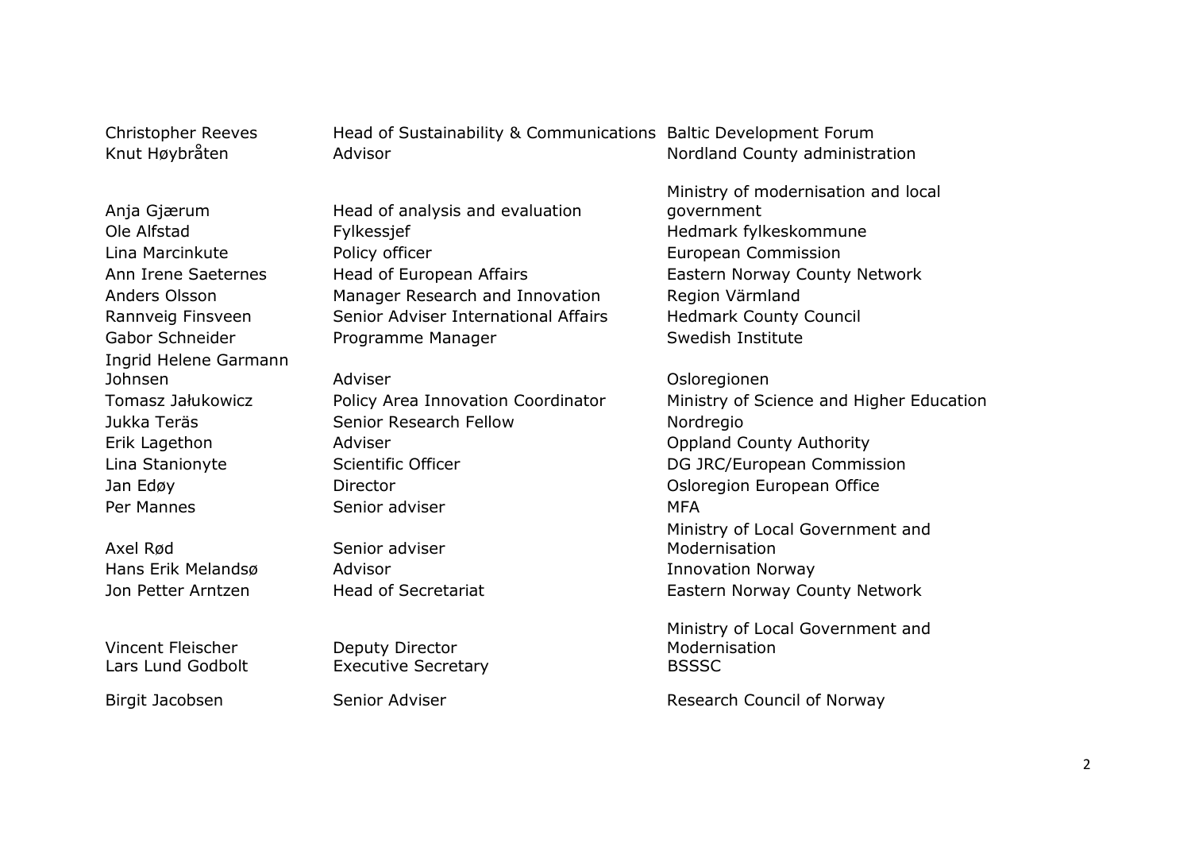| | | |
|---|---|---|
| Christopher Reeves | Head of Sustainability & Communications | Baltic Development Forum |
| Knut Høybråten | Advisor | Nordland County administration |
| Anja Gjærum | Head of analysis and evaluation | Ministry of modernisation and local government |
| Ole Alfstad | Fylkessjef | Hedmark fylkeskommune |
| Lina Marcinkute | Policy officer | European Commission |
| Ann Irene Saeternes | Head of European Affairs | Eastern Norway County Network |
| Anders Olsson | Manager Research and Innovation | Region Värmland |
| Rannveig Finsveen | Senior Adviser International Affairs | Hedmark County Council |
| Gabor Schneider | Programme Manager | Swedish Institute |
| Ingrid Helene Garmann Johnsen | Adviser | Osloregionen |
| Tomasz Jałukowicz | Policy Area Innovation Coordinator | Ministry of Science and Higher Education |
| Jukka Teräs | Senior Research Fellow | Nordregio |
| Erik Lagethon | Adviser | Oppland County Authority |
| Lina Stanionyte | Scientific Officer | DG JRC/European Commission |
| Jan Edøy | Director | Osloregion European Office |
| Per Mannes | Senior adviser | MFA |
| Axel Rød | Senior adviser | Ministry of Local Government and Modernisation |
| Hans Erik Melandsø | Advisor | Innovation Norway |
| Jon Petter Arntzen | Head of Secretariat | Eastern Norway County Network |
| Vincent Fleischer | Deputy Director | Ministry of Local Government and Modernisation |
| Lars Lund Godbolt | Executive Secretary | BSSSC |
| Birgit Jacobsen | Senior Adviser | Research Council of Norway |